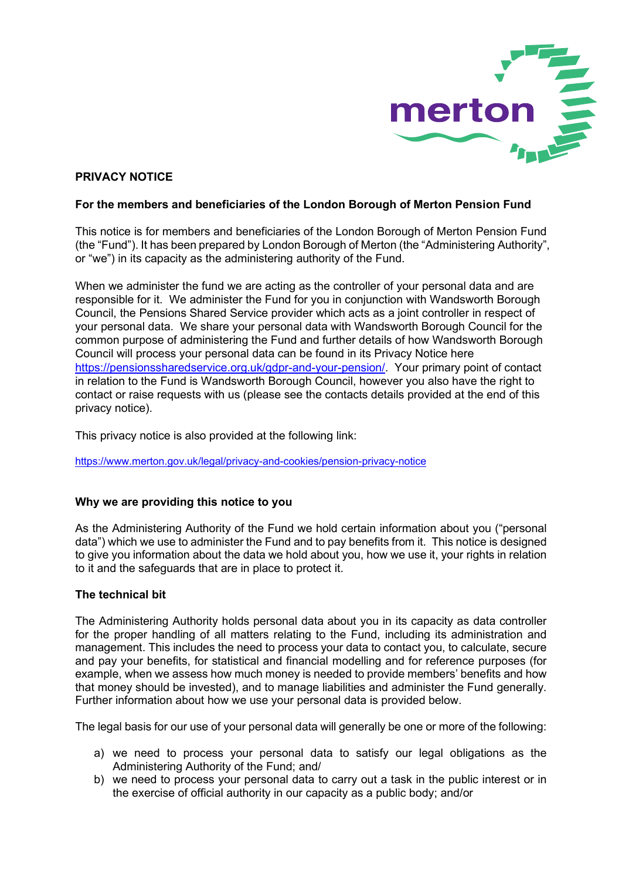# PRIVACY NOTICE

## For the members and beneficiaries of the London Borough of Merton Pension Fund

This notice is for members and beneficiaries of the London Borough of Merton Pension Fund (the "Fund"). It has been prepared by London Borough of Merton (the "Administering Authority", or "we") in its capacity as the administering authority of the Fund.

When we administer the fund we are acting as the controller of your personal data and are responsible for it. We administer the Fund for you in conjunction with Wandsworth Borough Council, the Pensions Shared Service provider which acts as a joint controller in respect of your personal data. We share your personal data with Wandsworth Borough Council for the common purpose of administering the Fund and further details of how Wandsworth Borough Council will process your personal data can be found in its Privacy Notice here https://pensionssharedservice.org.uk/gdpr-and-your-pension/. Your primary point of contact in relation to the Fund is Wandsworth Borough Council, however you also have the right to contact or raise requests with us (please see the contacts details provided at the end of this privacy notice).

This privacy notice is also provided at the following link:

https://www.merton.gov.uk/legal/privacy-and-cookies/pension-privacy-notice

### Why we are providing this notice to you

As the Administering Authority of the Fund we hold certain information about you ("personal data") which we use to administer the Fund and to pay benefits from it. This notice is designed to give you information about the data we hold about you, how we use it, your rights in relation to it and the safeguards that are in place to protect it.

### The technical bit

The Administering Authority holds personal data about you in its capacity as data controller for the proper handling of all matters relating to the Fund, including its administration and management. This includes the need to process your data to contact you, to calculate, secure and pay your benefits, for statistical and financial modelling and for reference purposes (for example, when we assess how much money is needed to provide members' benefits and how that money should be invested), and to manage liabilities and administer the Fund generally. Further information about how we use your personal data is provided below.

The legal basis for our use of your personal data will generally be one or more of the following:

a) we need to process your personal data to satisfy our legal obligations as the Administering Authority of the Fund; and/
b) we need to process your personal data to carry out a task in the public interest or in the exercise of official authority in our capacity as a public body; and/or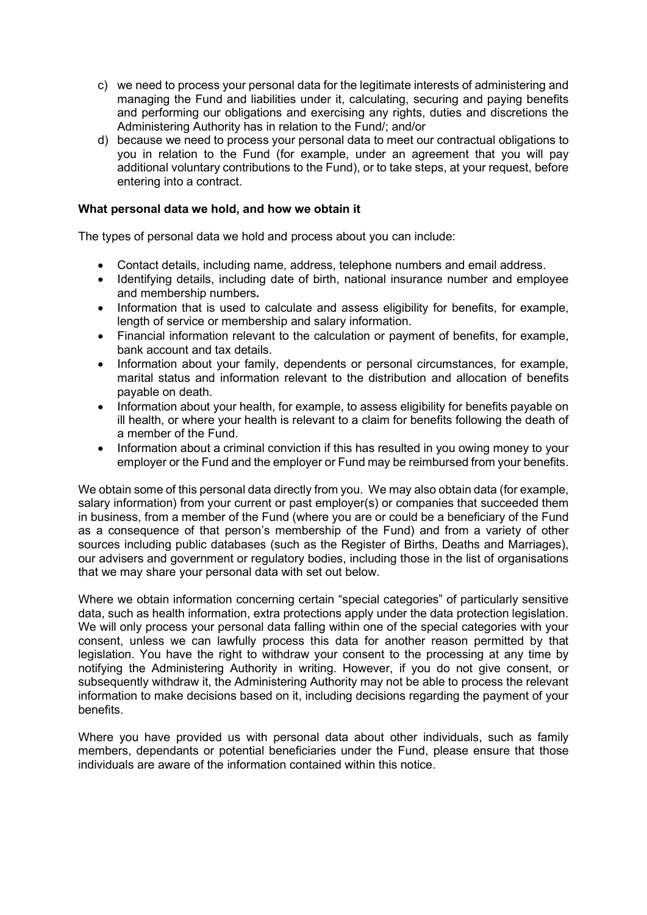c) we need to process your personal data for the legitimate interests of administering and managing the Fund and liabilities under it, calculating, securing and paying benefits and performing our obligations and exercising any rights, duties and discretions the Administering Authority has in relation to the Fund/; and/or
d) because we need to process your personal data to meet our contractual obligations to you in relation to the Fund (for example, under an agreement that you will pay additional voluntary contributions to the Fund), or to take steps, at your request, before entering into a contract.

**What personal data we hold, and how we obtain it**

The types of personal data we hold and process about you can include:

- Contact details, including name, address, telephone numbers and email address.
- Identifying details, including date of birth, national insurance number and employee and membership numbers*.*
- Information that is used to calculate and assess eligibility for benefits, for example, length of service or membership and salary information.
- Financial information relevant to the calculation or payment of benefits, for example, bank account and tax details.
- Information about your family, dependents or personal circumstances, for example, marital status and information relevant to the distribution and allocation of benefits payable on death.
- Information about your health, for example, to assess eligibility for benefits payable on ill health, or where your health is relevant to a claim for benefits following the death of a member of the Fund.
- Information about a criminal conviction if this has resulted in you owing money to your employer or the Fund and the employer or Fund may be reimbursed from your benefits.

We obtain some of this personal data directly from you. We may also obtain data (for example, salary information) from your current or past employer(s) or companies that succeeded them in business, from a member of the Fund (where you are or could be a beneficiary of the Fund as a consequence of that person's membership of the Fund) and from a variety of other sources including public databases (such as the Register of Births, Deaths and Marriages), our advisers and government or regulatory bodies, including those in the list of organisations that we may share your personal data with set out below.

Where we obtain information concerning certain "special categories" of particularly sensitive data, such as health information, extra protections apply under the data protection legislation. We will only process your personal data falling within one of the special categories with your consent, unless we can lawfully process this data for another reason permitted by that legislation. You have the right to withdraw your consent to the processing at any time by notifying the Administering Authority in writing. However, if you do not give consent, or subsequently withdraw it, the Administering Authority may not be able to process the relevant information to make decisions based on it, including decisions regarding the payment of your benefits.

Where you have provided us with personal data about other individuals, such as family members, dependants or potential beneficiaries under the Fund, please ensure that those individuals are aware of the information contained within this notice.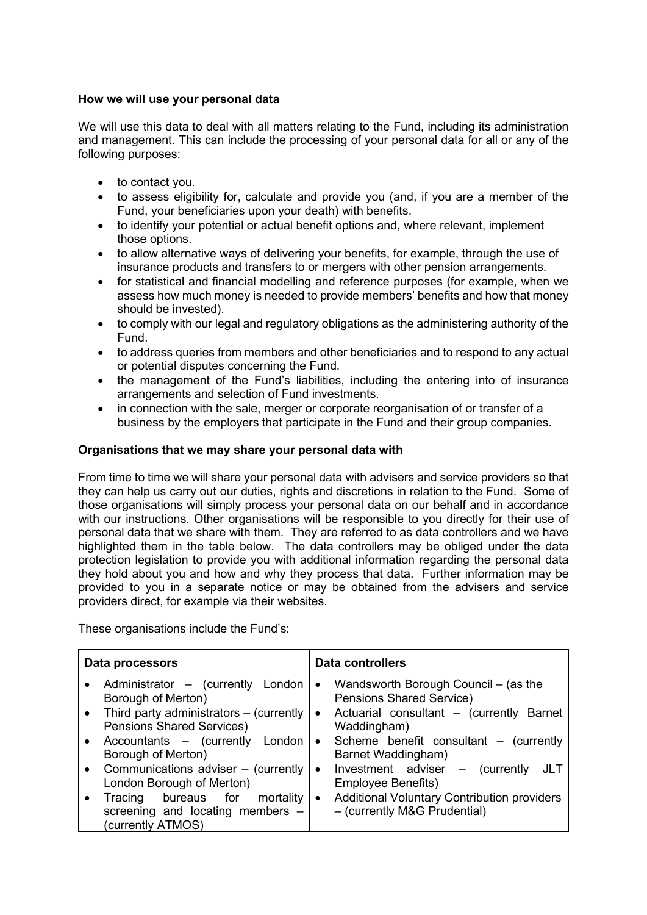**How we will use your personal data**

We will use this data to deal with all matters relating to the Fund, including its administration and management. This can include the processing of your personal data for all or any of the following purposes:

- to contact you.
- to assess eligibility for, calculate and provide you (and, if you are a member of the Fund, your beneficiaries upon your death) with benefits.
- to identify your potential or actual benefit options and, where relevant, implement those options.
- to allow alternative ways of delivering your benefits, for example, through the use of insurance products and transfers to or mergers with other pension arrangements.
- for statistical and financial modelling and reference purposes (for example, when we assess how much money is needed to provide members' benefits and how that money should be invested).
- to comply with our legal and regulatory obligations as the administering authority of the Fund.
- to address queries from members and other beneficiaries and to respond to any actual or potential disputes concerning the Fund.
- the management of the Fund's liabilities, including the entering into of insurance arrangements and selection of Fund investments.
- in connection with the sale, merger or corporate reorganisation of or transfer of a business by the employers that participate in the Fund and their group companies.

**Organisations that we may share your personal data with**

From time to time we will share your personal data with advisers and service providers so that they can help us carry out our duties, rights and discretions in relation to the Fund. Some of those organisations will simply process your personal data on our behalf and in accordance with our instructions. Other organisations will be responsible to you directly for their use of personal data that we share with them. They are referred to as data controllers and we have highlighted them in the table below. The data controllers may be obliged under the data protection legislation to provide you with additional information regarding the personal data they hold about you and how and why they process that data. Further information may be provided to you in a separate notice or may be obtained from the advisers and service providers direct, for example via their websites.

These organisations include the Fund's:

| Data processors | Data controllers |
|---|---|
| • Administrator – (currently London Borough of Merton)<br>• Third party administrators – (currently Pensions Shared Services)<br>• Accountants – (currently London Borough of Merton)<br>• Communications adviser – (currently London Borough of Merton)<br>• Tracing bureaus for mortality screening and locating members – (currently ATMOS) | • Wandsworth Borough Council – (as the Pensions Shared Service)<br>• Actuarial consultant – (currently Barnet Waddingham)<br>• Scheme benefit consultant – (currently Barnet Waddingham)<br>• Investment adviser – (currently JLT Employee Benefits)<br>• Additional Voluntary Contribution providers – (currently M&G Prudential) |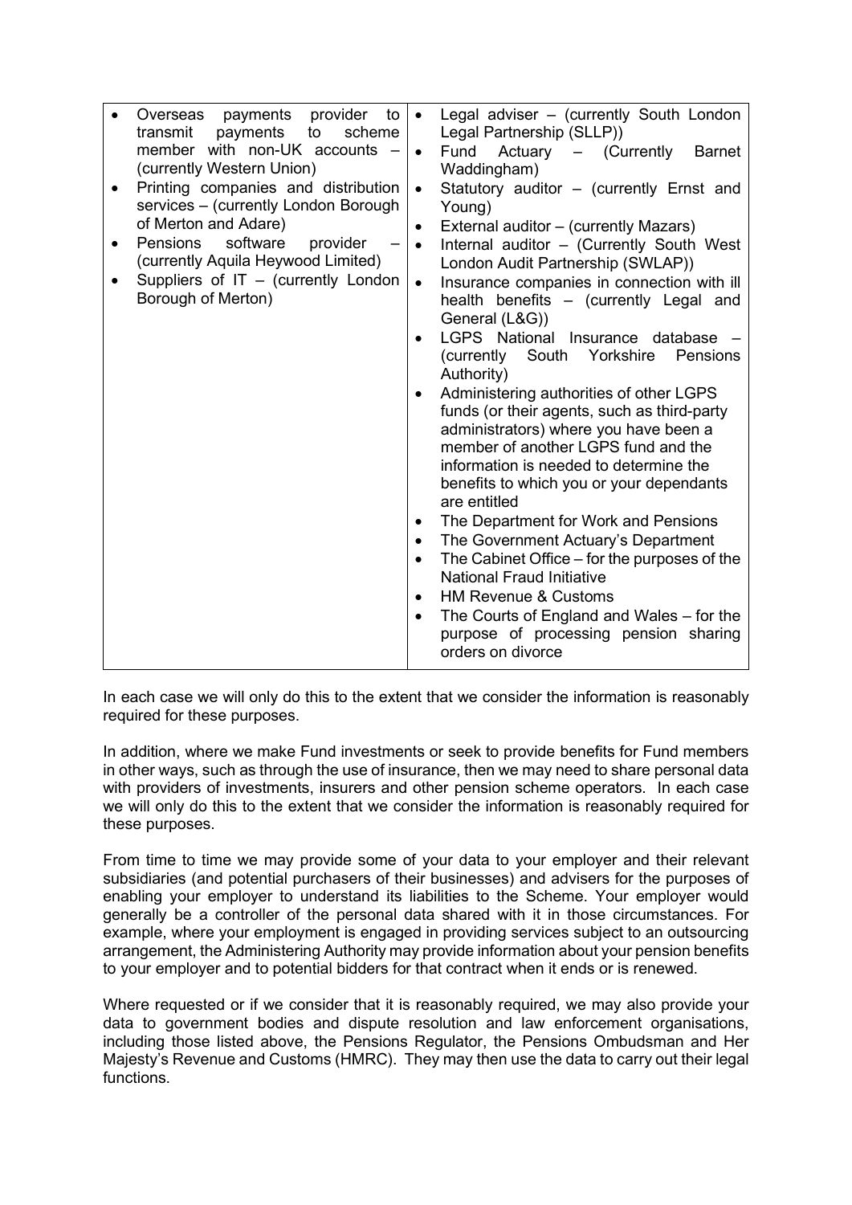| | |
|---|---|
| • Overseas payments provider to transmit payments to scheme member with non-UK accounts – (currently Western Union)<br>• Printing companies and distribution services – (currently London Borough of Merton and Adare)<br>• Pensions software provider – (currently Aquila Heywood Limited)<br>• Suppliers of IT – (currently London Borough of Merton) | • Legal adviser – (currently South London Legal Partnership (SLLP))<br>• Fund Actuary – (Currently Barnet Waddingham)<br>• Statutory auditor – (currently Ernst and Young)<br>• External auditor – (currently Mazars)<br>• Internal auditor – (Currently South West London Audit Partnership (SWLAP))<br>• Insurance companies in connection with ill health benefits – (currently Legal and General (L&G))<br>• LGPS National Insurance database – (currently South Yorkshire Pensions Authority)<br>• Administering authorities of other LGPS funds (or their agents, such as third-party administrators) where you have been a member of another LGPS fund and the information is needed to determine the benefits to which you or your dependants are entitled<br>• The Department for Work and Pensions<br>• The Government Actuary's Department<br>• The Cabinet Office – for the purposes of the National Fraud Initiative<br>• HM Revenue & Customs<br>• The Courts of England and Wales – for the purpose of processing pension sharing orders on divorce |

In each case we will only do this to the extent that we consider the information is reasonably required for these purposes.

In addition, where we make Fund investments or seek to provide benefits for Fund members in other ways, such as through the use of insurance, then we may need to share personal data with providers of investments, insurers and other pension scheme operators. In each case we will only do this to the extent that we consider the information is reasonably required for these purposes.

From time to time we may provide some of your data to your employer and their relevant subsidiaries (and potential purchasers of their businesses) and advisers for the purposes of enabling your employer to understand its liabilities to the Scheme. Your employer would generally be a controller of the personal data shared with it in those circumstances. For example, where your employment is engaged in providing services subject to an outsourcing arrangement, the Administering Authority may provide information about your pension benefits to your employer and to potential bidders for that contract when it ends or is renewed.

Where requested or if we consider that it is reasonably required, we may also provide your data to government bodies and dispute resolution and law enforcement organisations, including those listed above, the Pensions Regulator, the Pensions Ombudsman and Her Majesty's Revenue and Customs (HMRC). They may then use the data to carry out their legal functions.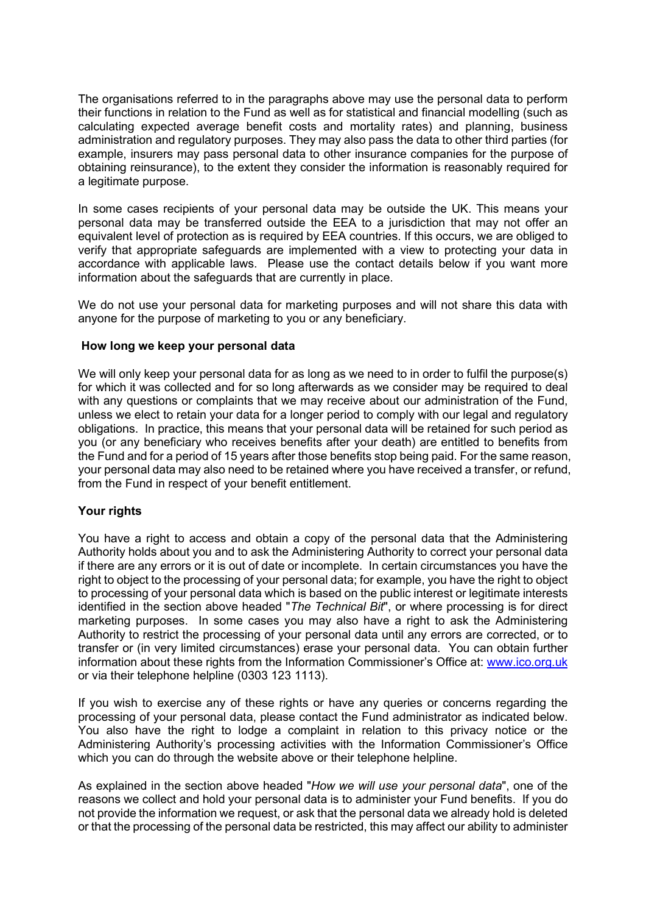The organisations referred to in the paragraphs above may use the personal data to perform their functions in relation to the Fund as well as for statistical and financial modelling (such as calculating expected average benefit costs and mortality rates) and planning, business administration and regulatory purposes. They may also pass the data to other third parties (for example, insurers may pass personal data to other insurance companies for the purpose of obtaining reinsurance), to the extent they consider the information is reasonably required for a legitimate purpose.

In some cases recipients of your personal data may be outside the UK. This means your personal data may be transferred outside the EEA to a jurisdiction that may not offer an equivalent level of protection as is required by EEA countries. If this occurs, we are obliged to verify that appropriate safeguards are implemented with a view to protecting your data in accordance with applicable laws. Please use the contact details below if you want more information about the safeguards that are currently in place.

We do not use your personal data for marketing purposes and will not share this data with anyone for the purpose of marketing to you or any beneficiary.

**How long we keep your personal data**

We will only keep your personal data for as long as we need to in order to fulfil the purpose(s) for which it was collected and for so long afterwards as we consider may be required to deal with any questions or complaints that we may receive about our administration of the Fund, unless we elect to retain your data for a longer period to comply with our legal and regulatory obligations. In practice, this means that your personal data will be retained for such period as you (or any beneficiary who receives benefits after your death) are entitled to benefits from the Fund and for a period of 15 years after those benefits stop being paid. For the same reason, your personal data may also need to be retained where you have received a transfer, or refund, from the Fund in respect of your benefit entitlement.

**Your rights**

You have a right to access and obtain a copy of the personal data that the Administering Authority holds about you and to ask the Administering Authority to correct your personal data if there are any errors or it is out of date or incomplete. In certain circumstances you have the right to object to the processing of your personal data; for example, you have the right to object to processing of your personal data which is based on the public interest or legitimate interests identified in the section above headed "*The Technical Bit*", or where processing is for direct marketing purposes. In some cases you may also have a right to ask the Administering Authority to restrict the processing of your personal data until any errors are corrected, or to transfer or (in very limited circumstances) erase your personal data. You can obtain further information about these rights from the Information Commissioner's Office at: [www.ico.org.uk](http://www.ico.org.uk) or via their telephone helpline (0303 123 1113).

If you wish to exercise any of these rights or have any queries or concerns regarding the processing of your personal data, please contact the Fund administrator as indicated below. You also have the right to lodge a complaint in relation to this privacy notice or the Administering Authority's processing activities with the Information Commissioner's Office which you can do through the website above or their telephone helpline.

As explained in the section above headed "*How we will use your personal data*", one of the reasons we collect and hold your personal data is to administer your Fund benefits. If you do not provide the information we request, or ask that the personal data we already hold is deleted or that the processing of the personal data be restricted, this may affect our ability to administer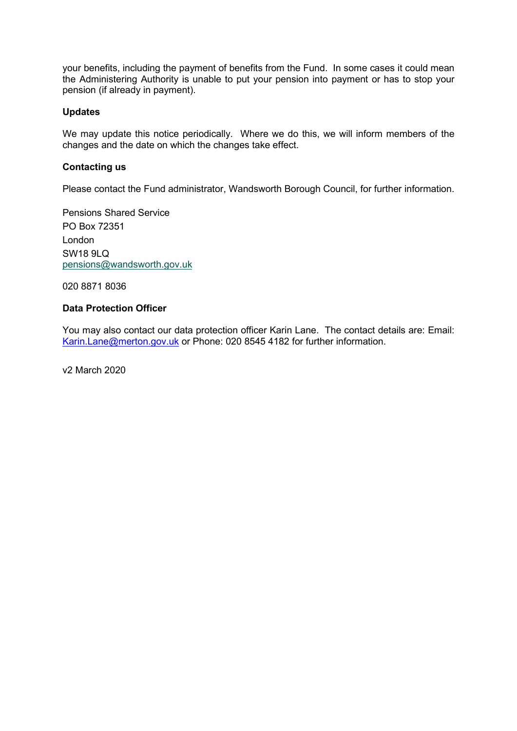your benefits, including the payment of benefits from the Fund. In some cases it could mean the Administering Authority is unable to put your pension into payment or has to stop your pension (if already in payment).

**Updates**

We may update this notice periodically. Where we do this, we will inform members of the changes and the date on which the changes take effect.

**Contacting us**

Please contact the Fund administrator, Wandsworth Borough Council, for further information.

Pensions Shared Service
PO Box 72351
London
SW18 9LQ
pensions@wandsworth.gov.uk

020 8871 8036

**Data Protection Officer**

You may also contact our data protection officer Karin Lane. The contact details are: Email: Karin.Lane@merton.gov.uk or Phone: 020 8545 4182 for further information.

v2 March 2020